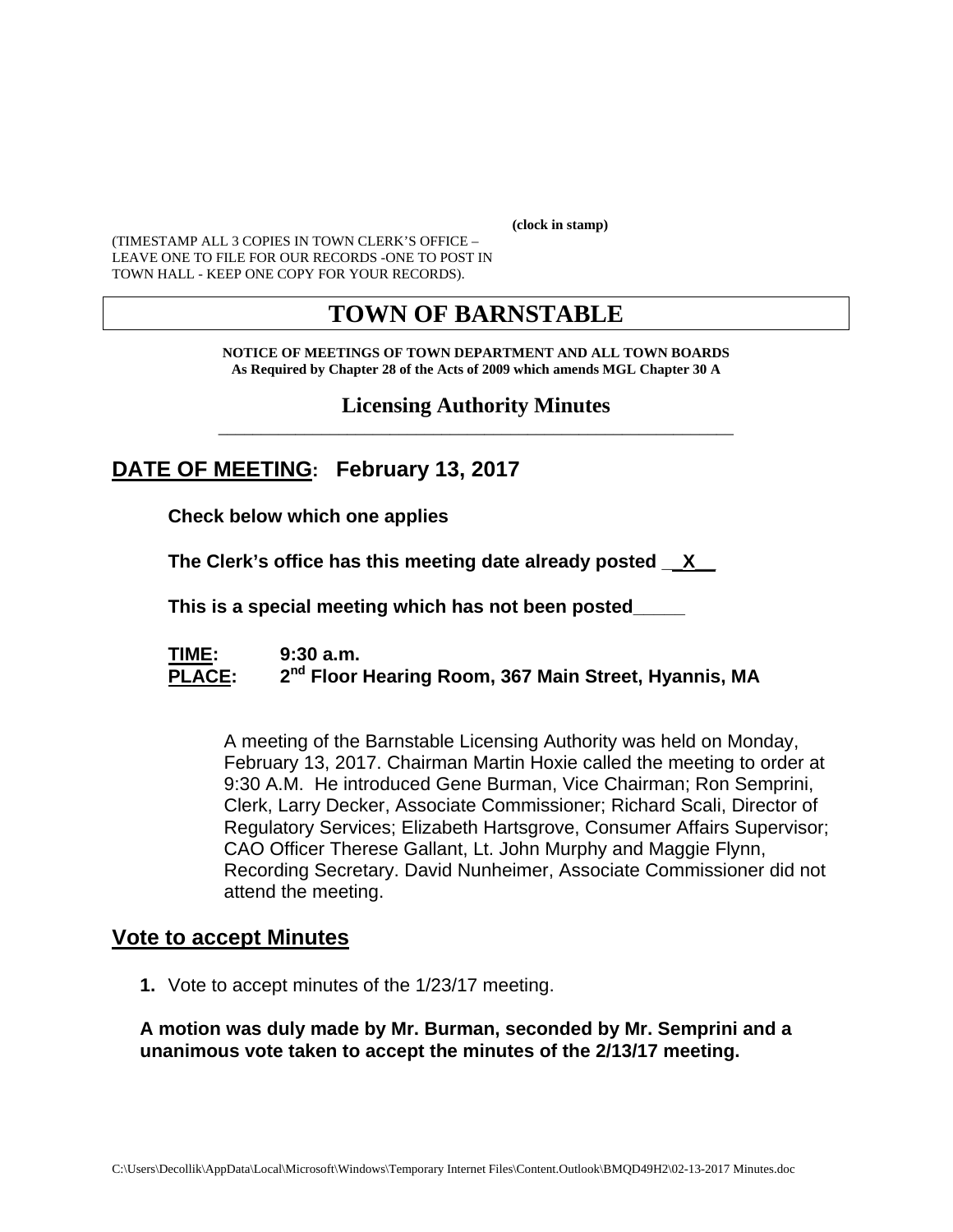(clock in stamp)

(TIMESTAMP ALL 3 COPIES IN TOWN CLERK'S OFFICE – LEAVE ONE TO FILE FOR OUR RECORDS -ONE TO POST IN TOWN HALL - KEEP ONE COPY FOR YOUR RECORDS).

# TOWN OF BARNSTABLE

**NOTICE OF MEETINGS OF TOWN DEPARTMENT AND ALL TOWN BOARDS**
**As Required by Chapter 28 of the Acts of 2009 which amends MGL Chapter 30 A**

## Licensing Authority Minutes

## DATE OF MEETING: February 13, 2017

**Check below which one applies**

**The Clerk's office has this meeting date already posted __X__**

**This is a special meeting which has not been posted_____**

**TIME:** 9:30 a.m.
**PLACE:** 2nd Floor Hearing Room, 367 Main Street, Hyannis, MA

A meeting of the Barnstable Licensing Authority was held on Monday, February 13, 2017. Chairman Martin Hoxie called the meeting to order at 9:30 A.M. He introduced Gene Burman, Vice Chairman; Ron Semprini, Clerk, Larry Decker, Associate Commissioner; Richard Scali, Director of Regulatory Services; Elizabeth Hartsgrove, Consumer Affairs Supervisor; CAO Officer Therese Gallant, Lt. John Murphy and Maggie Flynn, Recording Secretary. David Nunheimer, Associate Commissioner did not attend the meeting.

## Vote to accept Minutes

1. Vote to accept minutes of the 1/23/17 meeting.

**A motion was duly made by Mr. Burman, seconded by Mr. Semprini and a unanimous vote taken to accept the minutes of the 2/13/17 meeting.**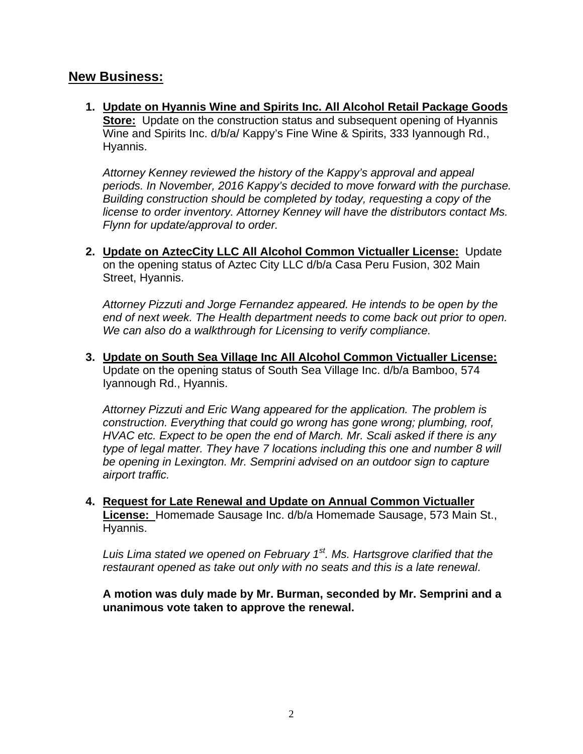## New Business:

1. **Update on Hyannis Wine and Spirits Inc. All Alcohol Retail Package Goods Store:** Update on the construction status and subsequent opening of Hyannis Wine and Spirits Inc. d/b/a/ Kappy's Fine Wine & Spirits, 333 Iyannough Rd., Hyannis.

   *Attorney Kenney reviewed the history of the Kappy's approval and appeal periods. In November, 2016 Kappy's decided to move forward with the purchase. Building construction should be completed by today, requesting a copy of the license to order inventory. Attorney Kenney will have the distributors contact Ms. Flynn for update/approval to order.*

2. **Update on AztecCity LLC All Alcohol Common Victualler License:** Update on the opening status of Aztec City LLC d/b/a Casa Peru Fusion, 302 Main Street, Hyannis.

   *Attorney Pizzuti and Jorge Fernandez appeared. He intends to be open by the end of next week. The Health department needs to come back out prior to open. We can also do a walkthrough for Licensing to verify compliance.*

3. **Update on South Sea Village Inc All Alcohol Common Victualler License:** Update on the opening status of South Sea Village Inc. d/b/a Bamboo, 574 Iyannough Rd., Hyannis.

   *Attorney Pizzuti and Eric Wang appeared for the application. The problem is construction. Everything that could go wrong has gone wrong; plumbing, roof, HVAC etc. Expect to be open the end of March. Mr. Scali asked if there is any type of legal matter. They have 7 locations including this one and number 8 will be opening in Lexington. Mr. Semprini advised on an outdoor sign to capture airport traffic.*

4. **Request for Late Renewal and Update on Annual Common Victualler License:** Homemade Sausage Inc. d/b/a Homemade Sausage, 573 Main St., Hyannis.

   *Luis Lima stated we opened on February 1st. Ms. Hartsgrove clarified that the restaurant opened as take out only with no seats and this is a late renewal.*

   **A motion was duly made by Mr. Burman, seconded by Mr. Semprini and a unanimous vote taken to approve the renewal.**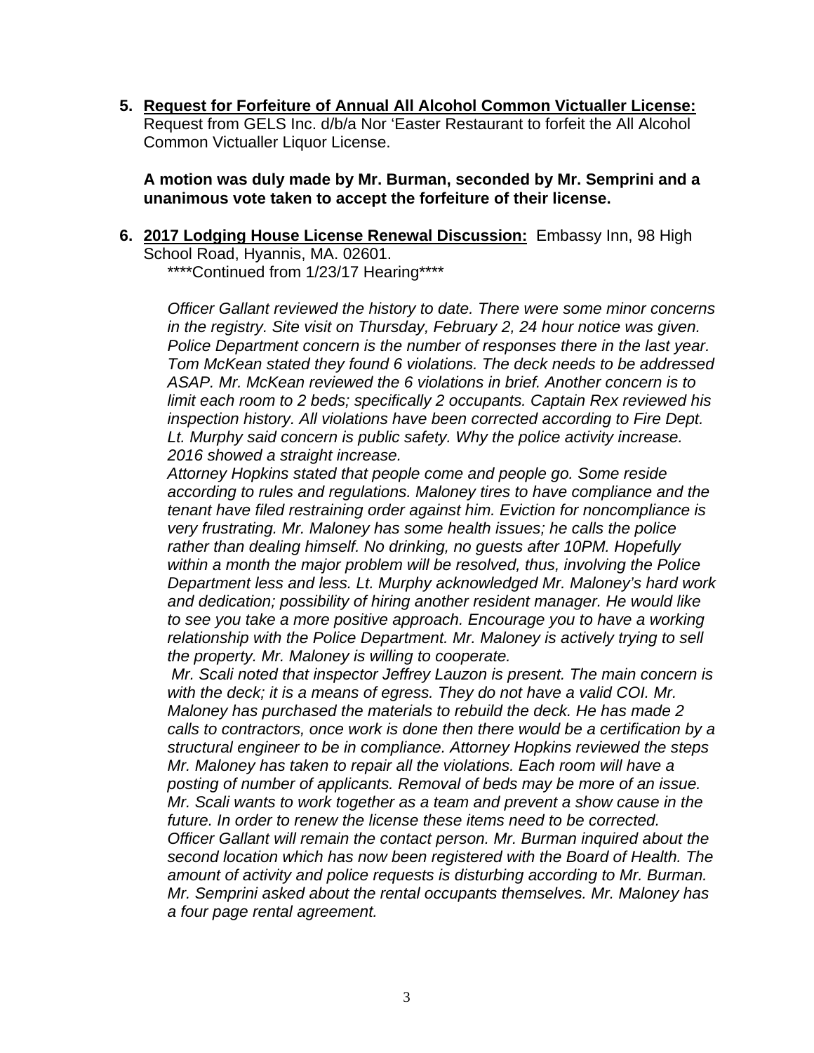5. **Request for Forfeiture of Annual All Alcohol Common Victualler License:** Request from GELS Inc. d/b/a Nor 'Easter Restaurant to forfeit the All Alcohol Common Victualler Liquor License.

   **A motion was duly made by Mr. Burman, seconded by Mr. Semprini and a unanimous vote taken to accept the forfeiture of their license.**

6. **2017 Lodging House License Renewal Discussion:** Embassy Inn, 98 High School Road, Hyannis, MA. 02601.
   ****Continued from 1/23/17 Hearing****

   *Officer Gallant reviewed the history to date. There were some minor concerns in the registry. Site visit on Thursday, February 2, 24 hour notice was given. Police Department concern is the number of responses there in the last year. Tom McKean stated they found 6 violations. The deck needs to be addressed ASAP. Mr. McKean reviewed the 6 violations in brief. Another concern is to limit each room to 2 beds; specifically 2 occupants. Captain Rex reviewed his inspection history. All violations have been corrected according to Fire Dept. Lt. Murphy said concern is public safety. Why the police activity increase. 2016 showed a straight increase.*
   *Attorney Hopkins stated that people come and people go. Some reside according to rules and regulations. Maloney tires to have compliance and the tenant have filed restraining order against him. Eviction for noncompliance is very frustrating. Mr. Maloney has some health issues; he calls the police rather than dealing himself. No drinking, no guests after 10PM. Hopefully within a month the major problem will be resolved, thus, involving the Police Department less and less. Lt. Murphy acknowledged Mr. Maloney's hard work and dedication; possibility of hiring another resident manager. He would like to see you take a more positive approach. Encourage you to have a working relationship with the Police Department. Mr. Maloney is actively trying to sell the property. Mr. Maloney is willing to cooperate.*
   *Mr. Scali noted that inspector Jeffrey Lauzon is present. The main concern is with the deck; it is a means of egress. They do not have a valid COI. Mr. Maloney has purchased the materials to rebuild the deck. He has made 2 calls to contractors, once work is done then there would be a certification by a structural engineer to be in compliance. Attorney Hopkins reviewed the steps Mr. Maloney has taken to repair all the violations. Each room will have a posting of number of applicants. Removal of beds may be more of an issue. Mr. Scali wants to work together as a team and prevent a show cause in the future. In order to renew the license these items need to be corrected. Officer Gallant will remain the contact person. Mr. Burman inquired about the second location which has now been registered with the Board of Health. The amount of activity and police requests is disturbing according to Mr. Burman. Mr. Semprini asked about the rental occupants themselves. Mr. Maloney has a four page rental agreement.*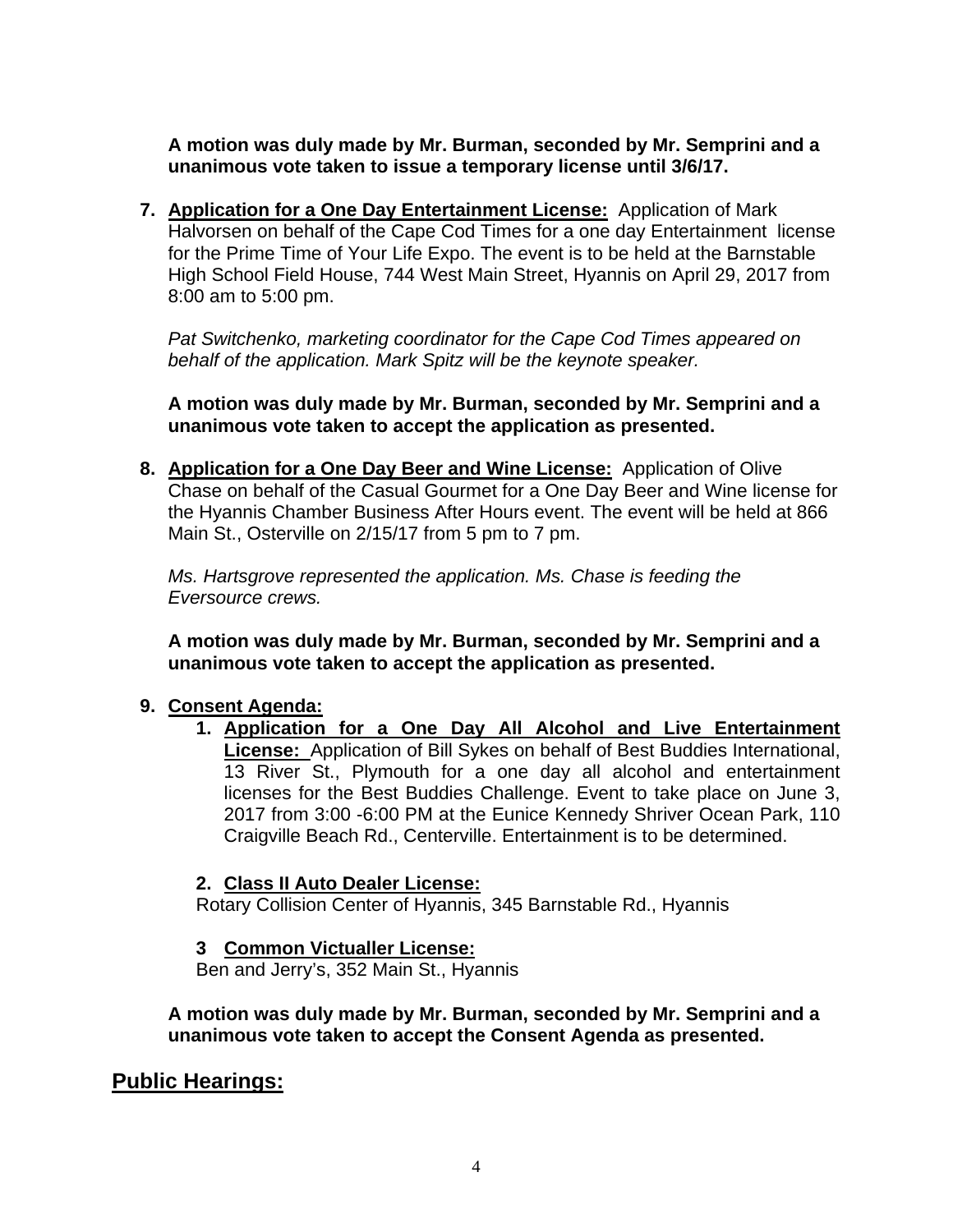**A motion was duly made by Mr. Burman, seconded by Mr. Semprini and a unanimous vote taken to issue a temporary license until 3/6/17.**

7. **Application for a One Day Entertainment License:** Application of Mark Halvorsen on behalf of the Cape Cod Times for a one day Entertainment license for the Prime Time of Your Life Expo. The event is to be held at the Barnstable High School Field House, 744 West Main Street, Hyannis on April 29, 2017 from 8:00 am to 5:00 pm.

   *Pat Switchenko, marketing coordinator for the Cape Cod Times appeared on behalf of the application. Mark Spitz will be the keynote speaker.*

   **A motion was duly made by Mr. Burman, seconded by Mr. Semprini and a unanimous vote taken to accept the application as presented.**

8. **Application for a One Day Beer and Wine License:** Application of Olive Chase on behalf of the Casual Gourmet for a One Day Beer and Wine license for the Hyannis Chamber Business After Hours event. The event will be held at 866 Main St., Osterville on 2/15/17 from 5 pm to 7 pm.

   *Ms. Hartsgrove represented the application. Ms. Chase is feeding the Eversource crews.*

   **A motion was duly made by Mr. Burman, seconded by Mr. Semprini and a unanimous vote taken to accept the application as presented.**

9. **Consent Agenda:**
   1. **Application for a One Day All Alcohol and Live Entertainment License:** Application of Bill Sykes on behalf of Best Buddies International, 13 River St., Plymouth for a one day all alcohol and entertainment licenses for the Best Buddies Challenge. Event to take place on June 3, 2017 from 3:00 -6:00 PM at the Eunice Kennedy Shriver Ocean Park, 110 Craigville Beach Rd., Centerville. Entertainment is to be determined.

   2. **Class II Auto Dealer License:**
   Rotary Collision Center of Hyannis, 345 Barnstable Rd., Hyannis

   3 **Common Victualler License:**
   Ben and Jerry's, 352 Main St., Hyannis

   **A motion was duly made by Mr. Burman, seconded by Mr. Semprini and a unanimous vote taken to accept the Consent Agenda as presented.**

## Public Hearings: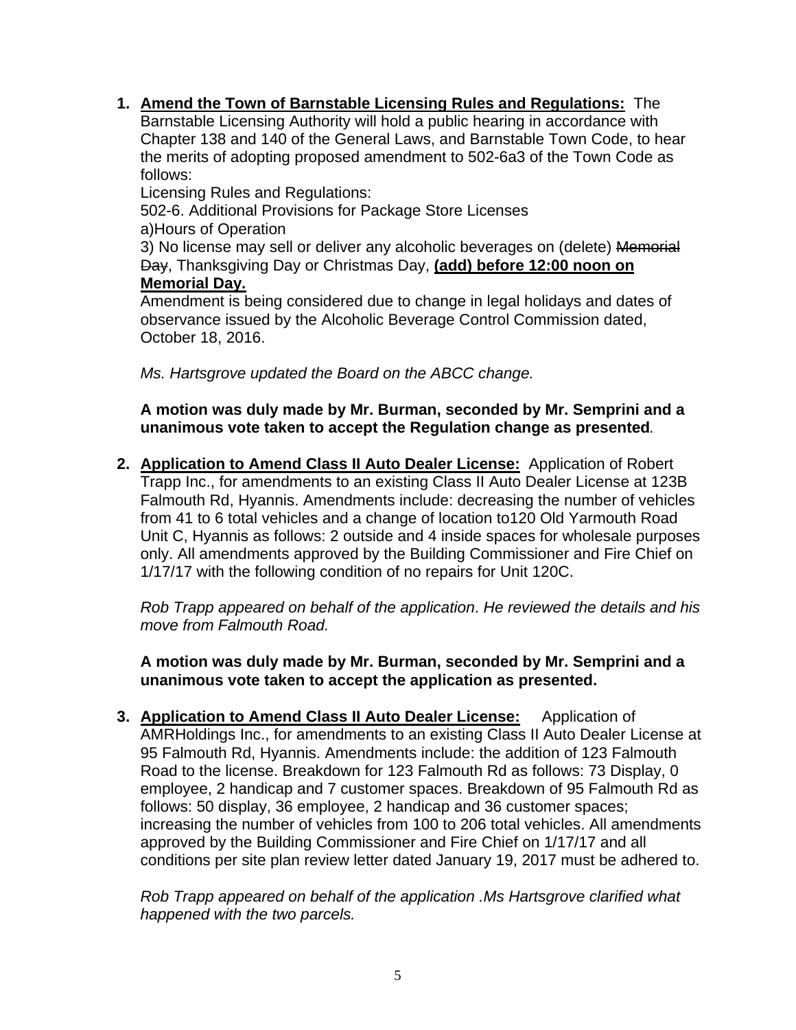1. **Amend the Town of Barnstable Licensing Rules and Regulations:** The Barnstable Licensing Authority will hold a public hearing in accordance with Chapter 138 and 140 of the General Laws, and Barnstable Town Code, to hear the merits of adopting proposed amendment to 502-6a3 of the Town Code as follows:
   Licensing Rules and Regulations:
   502-6. Additional Provisions for Package Store Licenses
   a)Hours of Operation
   3) No license may sell or deliver any alcoholic beverages on (delete) ~~Memorial Day~~, Thanksgiving Day or Christmas Day, **(add) before 12:00 noon on Memorial Day.**
   Amendment is being considered due to change in legal holidays and dates of observance issued by the Alcoholic Beverage Control Commission dated, October 18, 2016.

   *Ms. Hartsgrove updated the Board on the ABCC change.*

   **A motion was duly made by Mr. Burman, seconded by Mr. Semprini and a unanimous vote taken to accept the Regulation change as presented.**

2. **Application to Amend Class II Auto Dealer License:** Application of Robert Trapp Inc., for amendments to an existing Class II Auto Dealer License at 123B Falmouth Rd, Hyannis. Amendments include: decreasing the number of vehicles from 41 to 6 total vehicles and a change of location to120 Old Yarmouth Road Unit C, Hyannis as follows: 2 outside and 4 inside spaces for wholesale purposes only. All amendments approved by the Building Commissioner and Fire Chief on 1/17/17 with the following condition of no repairs for Unit 120C.

   *Rob Trapp appeared on behalf of the application. He reviewed the details and his move from Falmouth Road.*

   **A motion was duly made by Mr. Burman, seconded by Mr. Semprini and a unanimous vote taken to accept the application as presented.**

3. **Application to Amend Class II Auto Dealer License:** Application of AMRHoldings Inc., for amendments to an existing Class II Auto Dealer License at 95 Falmouth Rd, Hyannis. Amendments include: the addition of 123 Falmouth Road to the license. Breakdown for 123 Falmouth Rd as follows: 73 Display, 0 employee, 2 handicap and 7 customer spaces. Breakdown of 95 Falmouth Rd as follows: 50 display, 36 employee, 2 handicap and 36 customer spaces; increasing the number of vehicles from 100 to 206 total vehicles. All amendments approved by the Building Commissioner and Fire Chief on 1/17/17 and all conditions per site plan review letter dated January 19, 2017 must be adhered to.

   *Rob Trapp appeared on behalf of the application .Ms Hartsgrove clarified what happened with the two parcels.*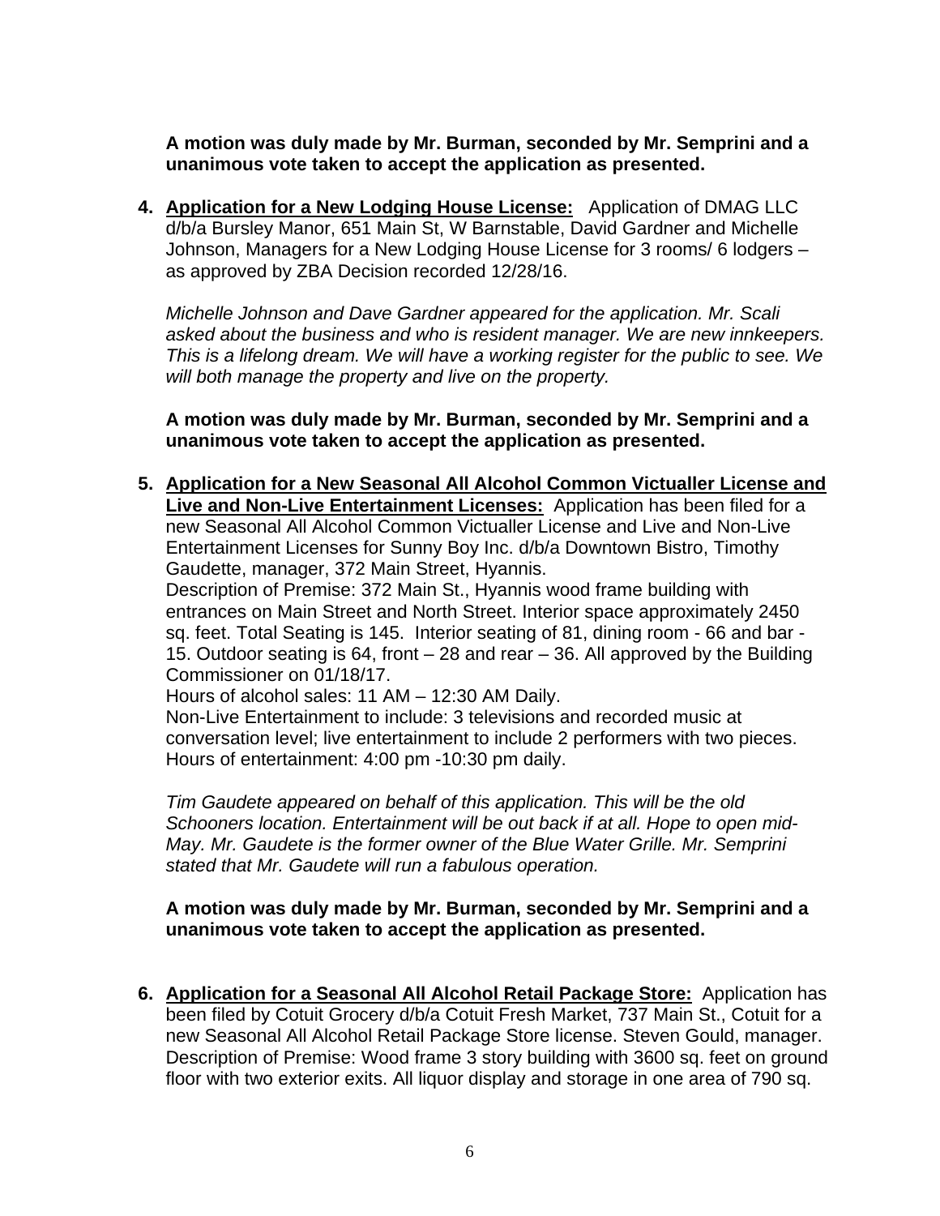**A motion was duly made by Mr. Burman, seconded by Mr. Semprini and a unanimous vote taken to accept the application as presented.**

4. **Application for a New Lodging House License:** Application of DMAG LLC d/b/a Bursley Manor, 651 Main St, W Barnstable, David Gardner and Michelle Johnson, Managers for a New Lodging House License for 3 rooms/ 6 lodgers – as approved by ZBA Decision recorded 12/28/16.

   *Michelle Johnson and Dave Gardner appeared for the application. Mr. Scali asked about the business and who is resident manager. We are new innkeepers. This is a lifelong dream. We will have a working register for the public to see. We will both manage the property and live on the property.*

   **A motion was duly made by Mr. Burman, seconded by Mr. Semprini and a unanimous vote taken to accept the application as presented.**

5. **Application for a New Seasonal All Alcohol Common Victualler License and Live and Non-Live Entertainment Licenses:** Application has been filed for a new Seasonal All Alcohol Common Victualler License and Live and Non-Live Entertainment Licenses for Sunny Boy Inc. d/b/a Downtown Bistro, Timothy Gaudette, manager, 372 Main Street, Hyannis.
   Description of Premise: 372 Main St., Hyannis wood frame building with entrances on Main Street and North Street. Interior space approximately 2450 sq. feet. Total Seating is 145. Interior seating of 81, dining room - 66 and bar - 15. Outdoor seating is 64, front – 28 and rear – 36. All approved by the Building Commissioner on 01/18/17.
   Hours of alcohol sales: 11 AM – 12:30 AM Daily.
   Non-Live Entertainment to include: 3 televisions and recorded music at conversation level; live entertainment to include 2 performers with two pieces. Hours of entertainment: 4:00 pm -10:30 pm daily.

   *Tim Gaudete appeared on behalf of this application. This will be the old Schooners location. Entertainment will be out back if at all. Hope to open mid-May. Mr. Gaudete is the former owner of the Blue Water Grille. Mr. Semprini stated that Mr. Gaudete will run a fabulous operation.*

   **A motion was duly made by Mr. Burman, seconded by Mr. Semprini and a unanimous vote taken to accept the application as presented.**

6. **Application for a Seasonal All Alcohol Retail Package Store:** Application has been filed by Cotuit Grocery d/b/a Cotuit Fresh Market, 737 Main St., Cotuit for a new Seasonal All Alcohol Retail Package Store license. Steven Gould, manager. Description of Premise: Wood frame 3 story building with 3600 sq. feet on ground floor with two exterior exits. All liquor display and storage in one area of 790 sq.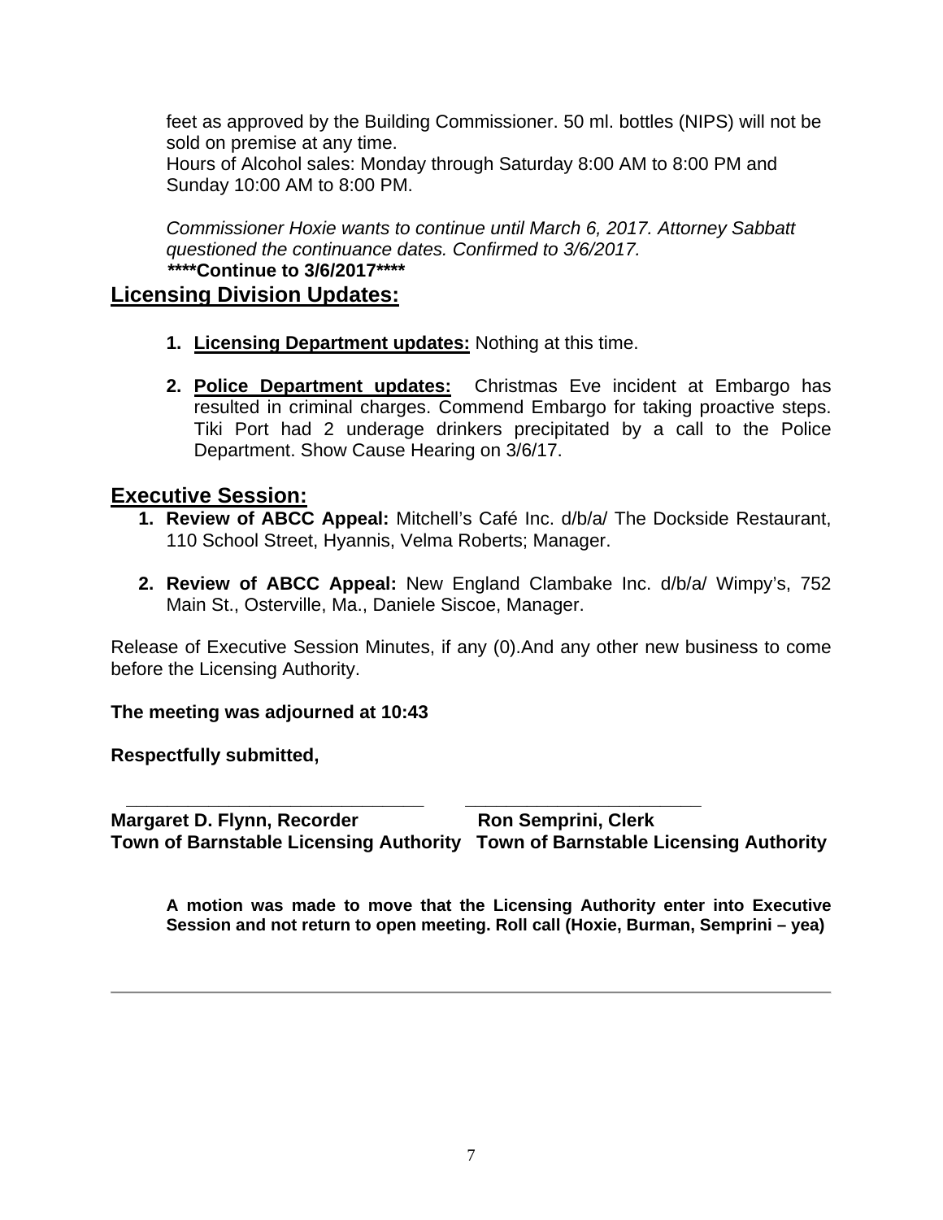feet as approved by the Building Commissioner. 50 ml. bottles (NIPS) will not be sold on premise at any time.
Hours of Alcohol sales: Monday through Saturday 8:00 AM to 8:00 PM and Sunday 10:00 AM to 8:00 PM.

*Commissioner Hoxie wants to continue until March 6, 2017. Attorney Sabbatt questioned the continuance dates. Confirmed to 3/6/2017.*
**\*\*\*\*Continue to 3/6/2017\*\*\*\***

## Licensing Division Updates:

1. **Licensing Department updates:** Nothing at this time.

2. **Police Department updates:** Christmas Eve incident at Embargo has resulted in criminal charges. Commend Embargo for taking proactive steps. Tiki Port had 2 underage drinkers precipitated by a call to the Police Department. Show Cause Hearing on 3/6/17.

## Executive Session:

1. **Review of ABCC Appeal:** Mitchell's Café Inc. d/b/a/ The Dockside Restaurant, 110 School Street, Hyannis, Velma Roberts; Manager.

2. **Review of ABCC Appeal:** New England Clambake Inc. d/b/a/ Wimpy's, 752 Main St., Osterville, Ma., Daniele Siscoe, Manager.

Release of Executive Session Minutes, if any (0).And any other new business to come before the Licensing Authority.

**The meeting was adjourned at 10:43**

**Respectfully submitted,**

| | |
|---|---|
| \_\_\_\_\_\_\_\_\_\_\_\_\_\_\_\_\_\_\_\_\_\_\_\_\_\_\_\_\_\_ | \_\_\_\_\_\_\_\_\_\_\_\_\_\_\_\_\_\_\_\_\_\_\_\_\_ |
| **Margaret D. Flynn, Recorder** | **Ron Semprini, Clerk** |
| **Town of Barnstable Licensing Authority** | **Town of Barnstable Licensing Authority** |

**A motion was made to move that the Licensing Authority enter into Executive Session and not return to open meeting. Roll call (Hoxie, Burman, Semprini – yea)**